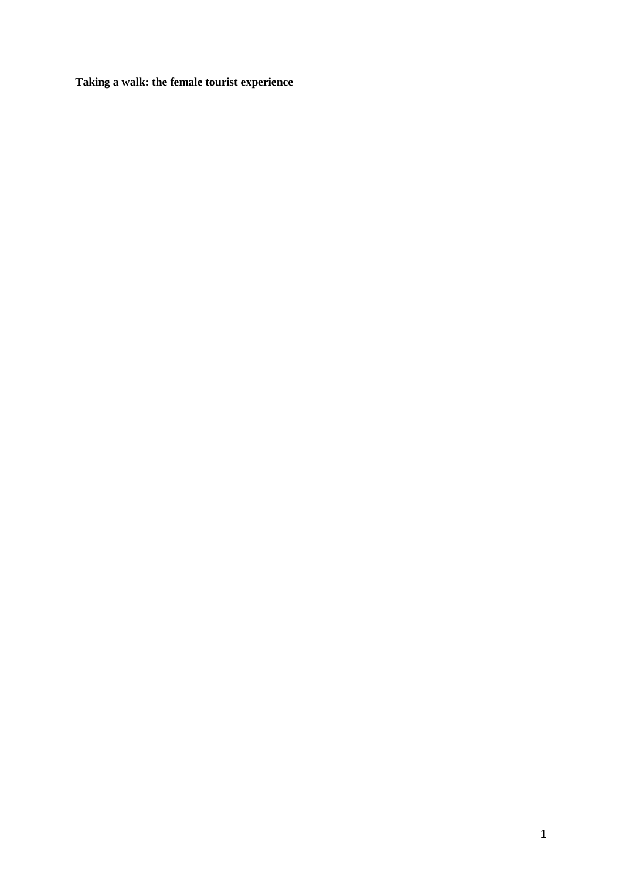**Taking a walk: the female tourist experience**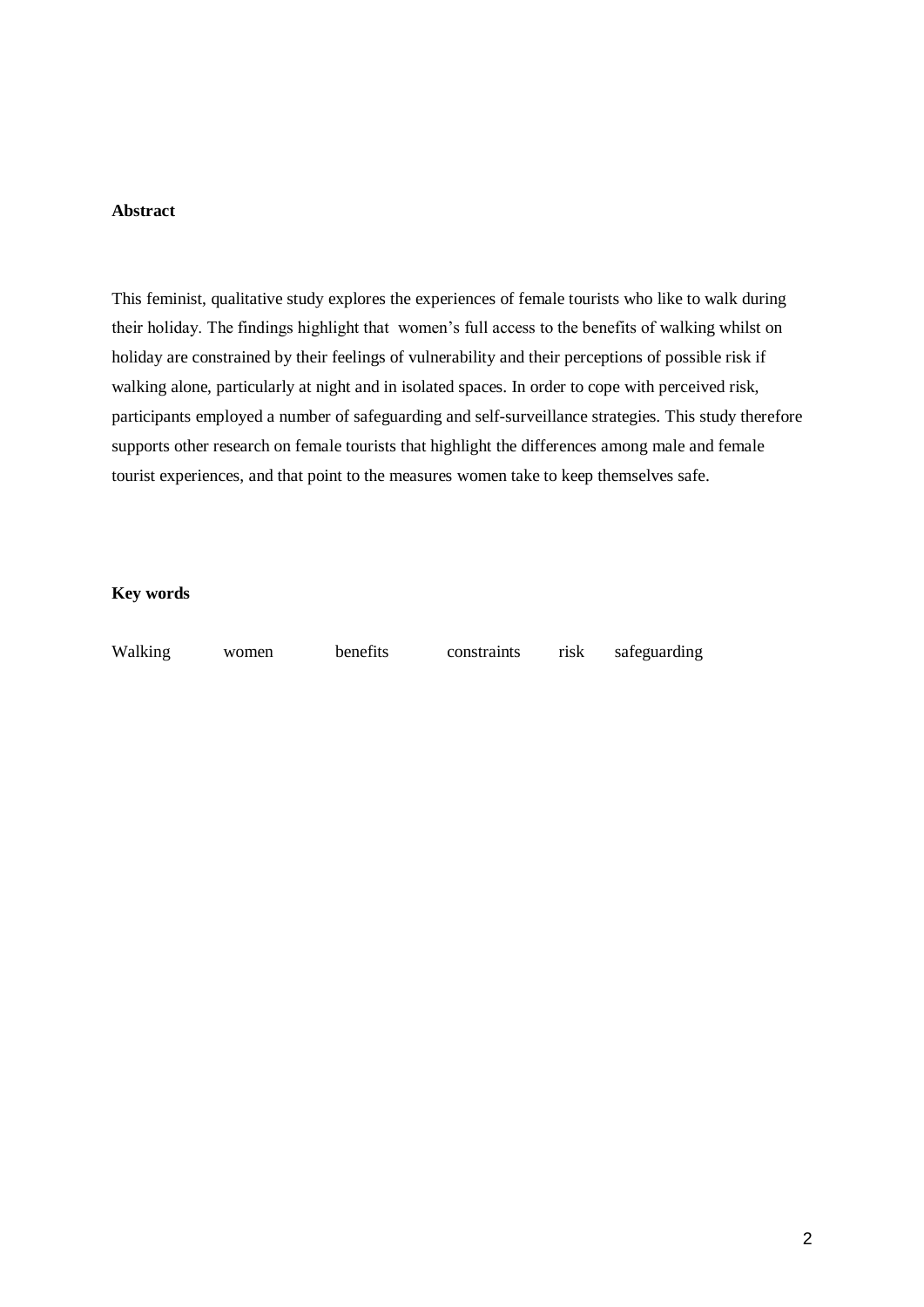**Abstract**

This feminist, qualitative study explores the experiences of female tourists who like to walk during their holiday. The findings highlight that women's full access to the benefits of walking whilst on holiday are constrained by their feelings of vulnerability and their perceptions of possible risk if walking alone, particularly at night and in isolated spaces. In order to cope with perceived risk, participants employed a number of safeguarding and self-surveillance strategies. This study therefore supports other research on female tourists that highlight the differences among male and female tourist experiences, and that point to the measures women take to keep themselves safe.

**Key words**

Walking women benefits constraints risk safeguarding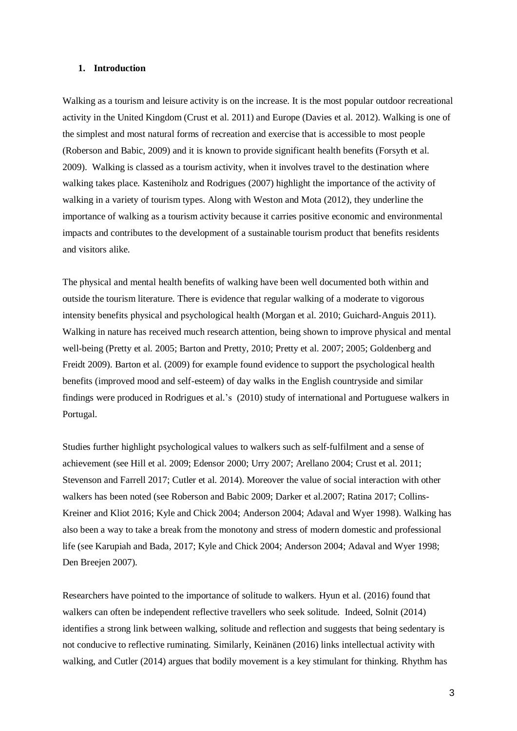## 1. Introduction

Walking as a tourism and leisure activity is on the increase. It is the most popular outdoor recreational activity in the United Kingdom (Crust et al. 2011) and Europe (Davies et al. 2012). Walking is one of the simplest and most natural forms of recreation and exercise that is accessible to most people (Roberson and Babic, 2009) and it is known to provide significant health benefits (Forsyth et al. 2009). Walking is classed as a tourism activity, when it involves travel to the destination where walking takes place. Kasteniholz and Rodrigues (2007) highlight the importance of the activity of walking in a variety of tourism types. Along with Weston and Mota (2012), they underline the importance of walking as a tourism activity because it carries positive economic and environmental impacts and contributes to the development of a sustainable tourism product that benefits residents and visitors alike.

The physical and mental health benefits of walking have been well documented both within and outside the tourism literature. There is evidence that regular walking of a moderate to vigorous intensity benefits physical and psychological health (Morgan et al. 2010; Guichard-Anguis 2011). Walking in nature has received much research attention, being shown to improve physical and mental well-being (Pretty et al. 2005; Barton and Pretty, 2010; Pretty et al. 2007; 2005; Goldenberg and Freidt 2009). Barton et al. (2009) for example found evidence to support the psychological health benefits (improved mood and self-esteem) of day walks in the English countryside and similar findings were produced in Rodrigues et al.'s (2010) study of international and Portuguese walkers in Portugal.

Studies further highlight psychological values to walkers such as self-fulfilment and a sense of achievement (see Hill et al. 2009; Edensor 2000; Urry 2007; Arellano 2004; Crust et al. 2011; Stevenson and Farrell 2017; Cutler et al. 2014). Moreover the value of social interaction with other walkers has been noted (see Roberson and Babic 2009; Darker et al.2007; Ratina 2017; Collins-Kreiner and Kliot 2016; Kyle and Chick 2004; Anderson 2004; Adaval and Wyer 1998). Walking has also been a way to take a break from the monotony and stress of modern domestic and professional life (see Karupiah and Bada, 2017; Kyle and Chick 2004; Anderson 2004; Adaval and Wyer 1998; Den Breejen 2007).

Researchers have pointed to the importance of solitude to walkers. Hyun et al. (2016) found that walkers can often be independent reflective travellers who seek solitude. Indeed, Solnit (2014) identifies a strong link between walking, solitude and reflection and suggests that being sedentary is not conducive to reflective ruminating. Similarly, Keinänen (2016) links intellectual activity with walking, and Cutler (2014) argues that bodily movement is a key stimulant for thinking. Rhythm has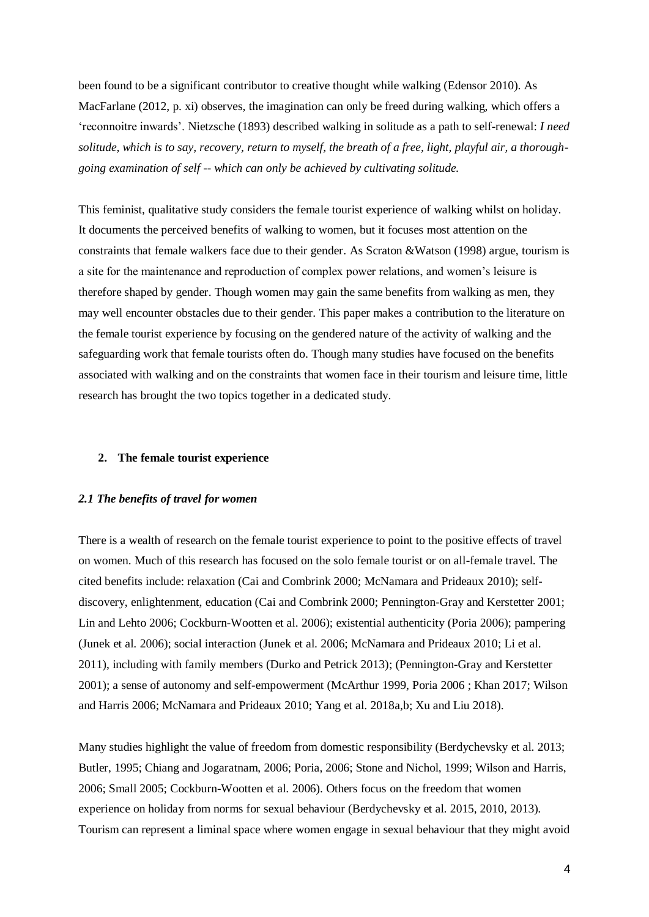been found to be a significant contributor to creative thought while walking (Edensor 2010). As MacFarlane (2012, p. xi) observes, the imagination can only be freed during walking, which offers a 'reconnoitre inwards'. Nietzsche (1893) described walking in solitude as a path to self-renewal: *I need solitude, which is to say, recovery, return to myself, the breath of a free, light, playful air, a thorough-going examination of self -- which can only be achieved by cultivating solitude.*

This feminist, qualitative study considers the female tourist experience of walking whilst on holiday. It documents the perceived benefits of walking to women, but it focuses most attention on the constraints that female walkers face due to their gender. As Scraton &Watson (1998) argue, tourism is a site for the maintenance and reproduction of complex power relations, and women's leisure is therefore shaped by gender. Though women may gain the same benefits from walking as men, they may well encounter obstacles due to their gender. This paper makes a contribution to the literature on the female tourist experience by focusing on the gendered nature of the activity of walking and the safeguarding work that female tourists often do. Though many studies have focused on the benefits associated with walking and on the constraints that women face in their tourism and leisure time, little research has brought the two topics together in a dedicated study.

## 2. The female tourist experience

### *2.1 The benefits of travel for women*

There is a wealth of research on the female tourist experience to point to the positive effects of travel on women. Much of this research has focused on the solo female tourist or on all-female travel. The cited benefits include: relaxation (Cai and Combrink 2000; McNamara and Prideaux 2010); self-discovery, enlightenment, education (Cai and Combrink 2000; Pennington-Gray and Kerstetter 2001; Lin and Lehto 2006; Cockburn-Wootten et al. 2006); existential authenticity (Poria 2006); pampering (Junek et al. 2006); social interaction (Junek et al. 2006; McNamara and Prideaux 2010; Li et al. 2011), including with family members (Durko and Petrick 2013); (Pennington-Gray and Kerstetter 2001); a sense of autonomy and self-empowerment (McArthur 1999, Poria 2006 ; Khan 2017; Wilson and Harris 2006; McNamara and Prideaux 2010; Yang et al. 2018a,b; Xu and Liu 2018).

Many studies highlight the value of freedom from domestic responsibility (Berdychevsky et al. 2013; Butler, 1995; Chiang and Jogaratnam, 2006; Poria, 2006; Stone and Nichol, 1999; Wilson and Harris, 2006; Small 2005; Cockburn-Wootten et al. 2006). Others focus on the freedom that women experience on holiday from norms for sexual behaviour (Berdychevsky et al. 2015, 2010, 2013). Tourism can represent a liminal space where women engage in sexual behaviour that they might avoid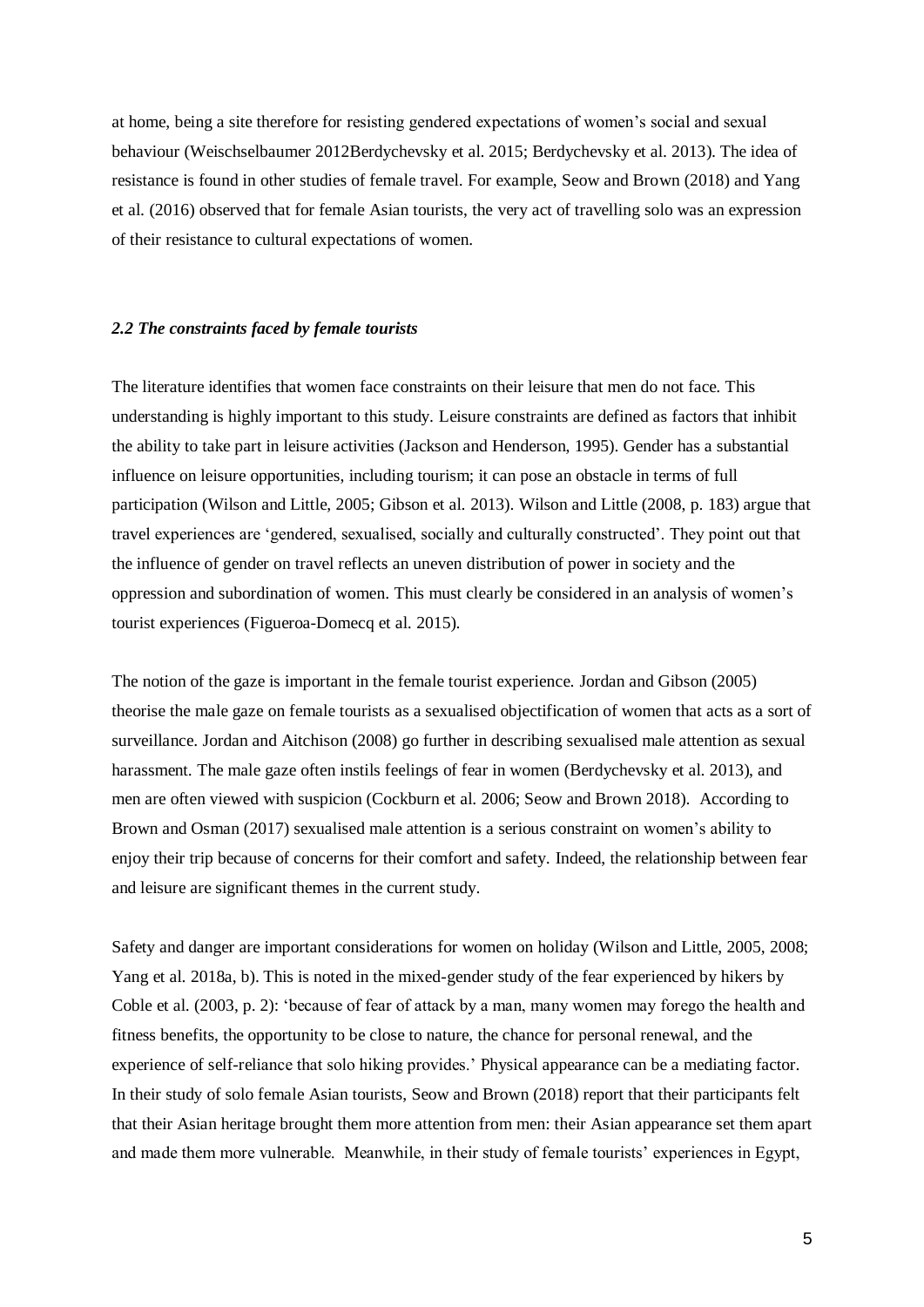at home, being a site therefore for resisting gendered expectations of women's social and sexual behaviour (Weischselbaumer 2012Berdychevsky et al. 2015; Berdychevsky et al. 2013). The idea of resistance is found in other studies of female travel. For example, Seow and Brown (2018) and Yang et al. (2016) observed that for female Asian tourists, the very act of travelling solo was an expression of their resistance to cultural expectations of women.

### *2.2 The constraints faced by female tourists*

The literature identifies that women face constraints on their leisure that men do not face. This understanding is highly important to this study. Leisure constraints are defined as factors that inhibit the ability to take part in leisure activities (Jackson and Henderson, 1995). Gender has a substantial influence on leisure opportunities, including tourism; it can pose an obstacle in terms of full participation (Wilson and Little, 2005; Gibson et al. 2013). Wilson and Little (2008, p. 183) argue that travel experiences are 'gendered, sexualised, socially and culturally constructed'. They point out that the influence of gender on travel reflects an uneven distribution of power in society and the oppression and subordination of women. This must clearly be considered in an analysis of women's tourist experiences (Figueroa-Domecq et al. 2015).

The notion of the gaze is important in the female tourist experience. Jordan and Gibson (2005) theorise the male gaze on female tourists as a sexualised objectification of women that acts as a sort of surveillance. Jordan and Aitchison (2008) go further in describing sexualised male attention as sexual harassment. The male gaze often instils feelings of fear in women (Berdychevsky et al. 2013), and men are often viewed with suspicion (Cockburn et al. 2006; Seow and Brown 2018). According to Brown and Osman (2017) sexualised male attention is a serious constraint on women's ability to enjoy their trip because of concerns for their comfort and safety. Indeed, the relationship between fear and leisure are significant themes in the current study.

Safety and danger are important considerations for women on holiday (Wilson and Little, 2005, 2008; Yang et al. 2018a, b). This is noted in the mixed-gender study of the fear experienced by hikers by Coble et al. (2003, p. 2): 'because of fear of attack by a man, many women may forego the health and fitness benefits, the opportunity to be close to nature, the chance for personal renewal, and the experience of self-reliance that solo hiking provides.' Physical appearance can be a mediating factor. In their study of solo female Asian tourists, Seow and Brown (2018) report that their participants felt that their Asian heritage brought them more attention from men: their Asian appearance set them apart and made them more vulnerable. Meanwhile, in their study of female tourists' experiences in Egypt,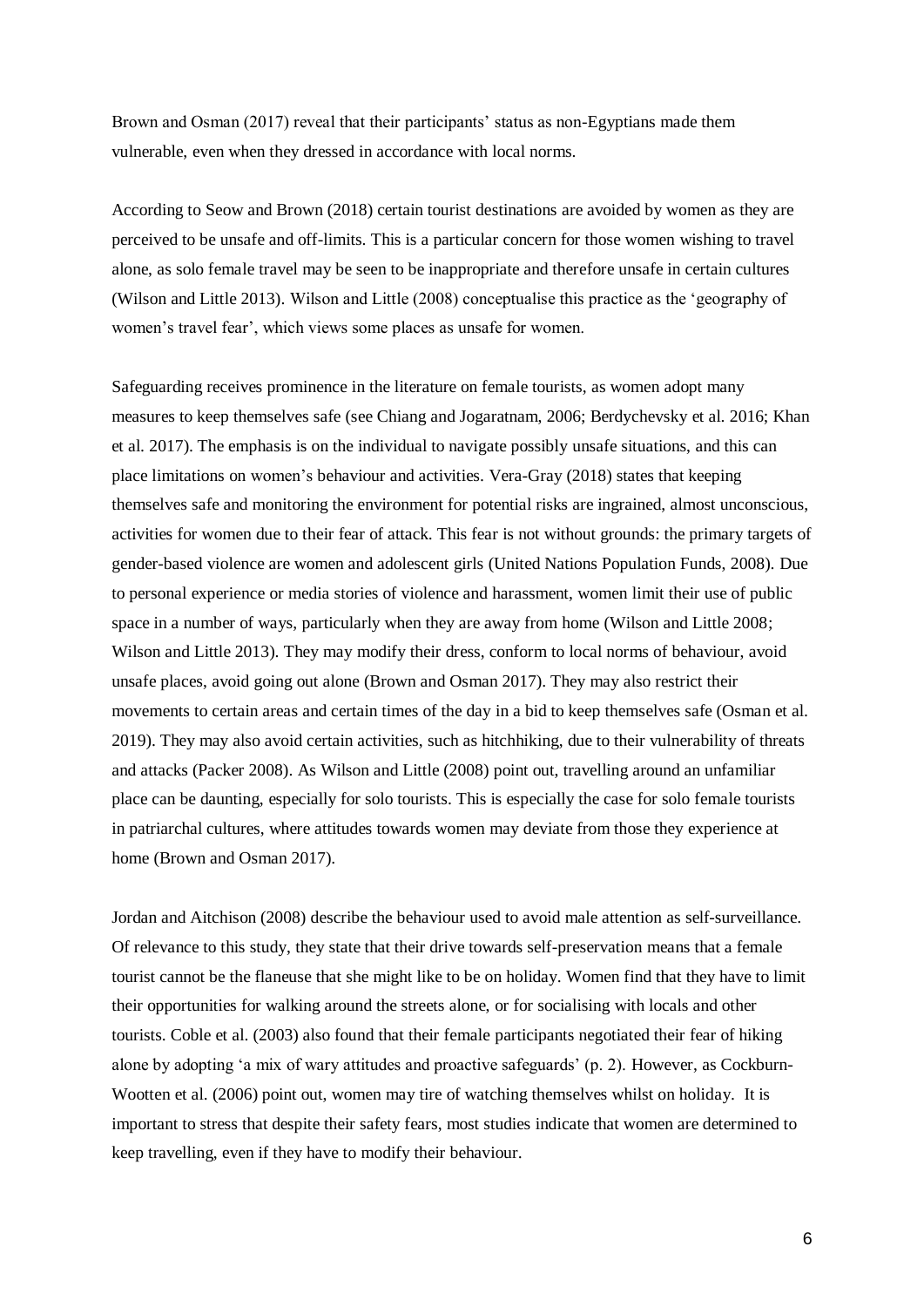Brown and Osman (2017) reveal that their participants' status as non-Egyptians made them vulnerable, even when they dressed in accordance with local norms.

According to Seow and Brown (2018) certain tourist destinations are avoided by women as they are perceived to be unsafe and off-limits. This is a particular concern for those women wishing to travel alone, as solo female travel may be seen to be inappropriate and therefore unsafe in certain cultures (Wilson and Little 2013). Wilson and Little (2008) conceptualise this practice as the 'geography of women's travel fear', which views some places as unsafe for women.

Safeguarding receives prominence in the literature on female tourists, as women adopt many measures to keep themselves safe (see Chiang and Jogaratnam, 2006; Berdychevsky et al. 2016; Khan et al. 2017). The emphasis is on the individual to navigate possibly unsafe situations, and this can place limitations on women's behaviour and activities. Vera-Gray (2018) states that keeping themselves safe and monitoring the environment for potential risks are ingrained, almost unconscious, activities for women due to their fear of attack. This fear is not without grounds: the primary targets of gender-based violence are women and adolescent girls (United Nations Population Funds, 2008). Due to personal experience or media stories of violence and harassment, women limit their use of public space in a number of ways, particularly when they are away from home (Wilson and Little 2008; Wilson and Little 2013). They may modify their dress, conform to local norms of behaviour, avoid unsafe places, avoid going out alone (Brown and Osman 2017). They may also restrict their movements to certain areas and certain times of the day in a bid to keep themselves safe (Osman et al. 2019). They may also avoid certain activities, such as hitchhiking, due to their vulnerability of threats and attacks (Packer 2008). As Wilson and Little (2008) point out, travelling around an unfamiliar place can be daunting, especially for solo tourists. This is especially the case for solo female tourists in patriarchal cultures, where attitudes towards women may deviate from those they experience at home (Brown and Osman 2017).

Jordan and Aitchison (2008) describe the behaviour used to avoid male attention as self-surveillance. Of relevance to this study, they state that their drive towards self-preservation means that a female tourist cannot be the flaneuse that she might like to be on holiday. Women find that they have to limit their opportunities for walking around the streets alone, or for socialising with locals and other tourists. Coble et al. (2003) also found that their female participants negotiated their fear of hiking alone by adopting 'a mix of wary attitudes and proactive safeguards' (p. 2). However, as Cockburn-Wootten et al. (2006) point out, women may tire of watching themselves whilst on holiday. It is important to stress that despite their safety fears, most studies indicate that women are determined to keep travelling, even if they have to modify their behaviour.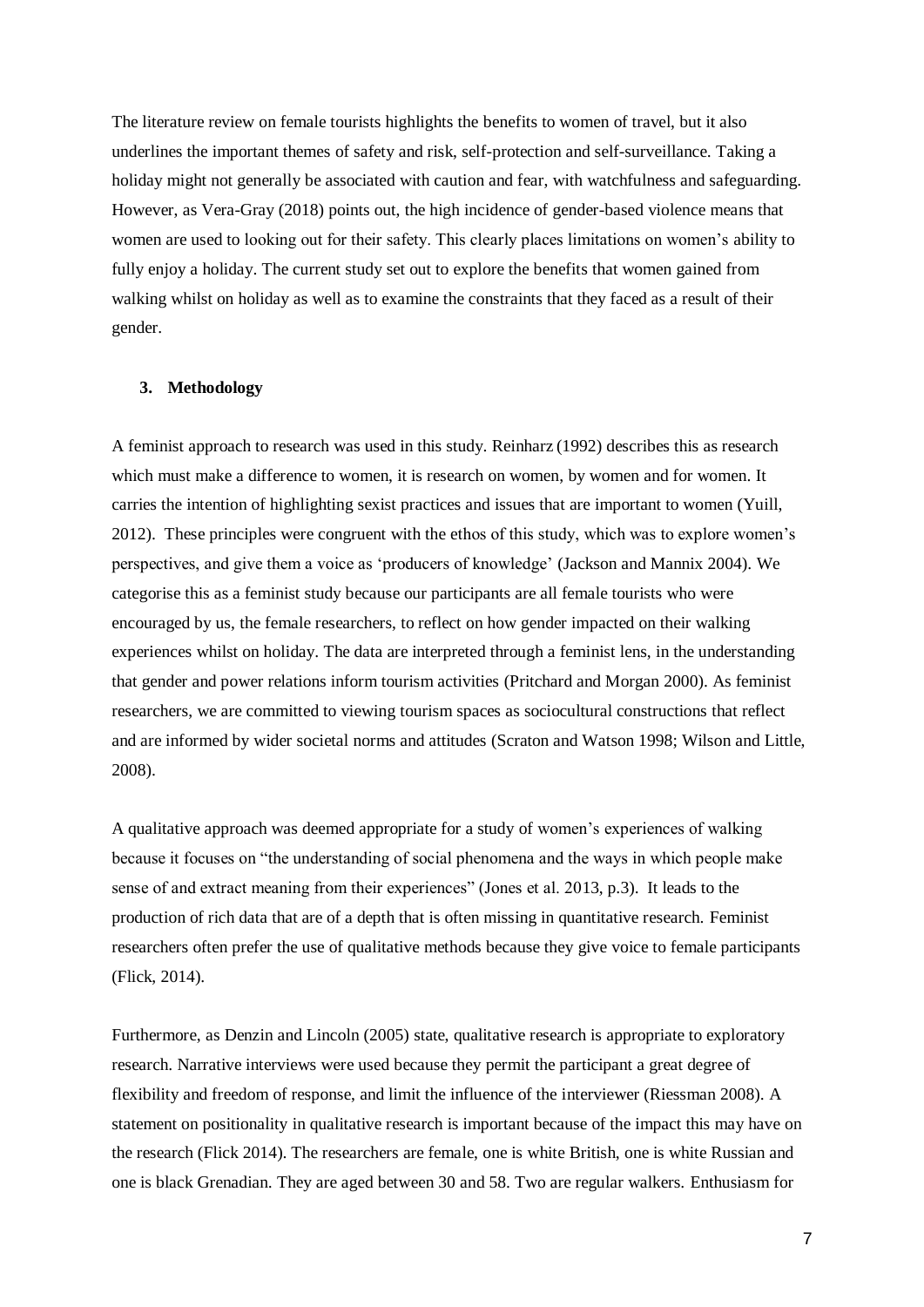The literature review on female tourists highlights the benefits to women of travel, but it also underlines the important themes of safety and risk, self-protection and self-surveillance. Taking a holiday might not generally be associated with caution and fear, with watchfulness and safeguarding. However, as Vera-Gray (2018) points out, the high incidence of gender-based violence means that women are used to looking out for their safety. This clearly places limitations on women's ability to fully enjoy a holiday. The current study set out to explore the benefits that women gained from walking whilst on holiday as well as to examine the constraints that they faced as a result of their gender.

## 3. Methodology

A feminist approach to research was used in this study. Reinharz (1992) describes this as research which must make a difference to women, it is research on women, by women and for women. It carries the intention of highlighting sexist practices and issues that are important to women (Yuill, 2012). These principles were congruent with the ethos of this study, which was to explore women's perspectives, and give them a voice as 'producers of knowledge' (Jackson and Mannix 2004). We categorise this as a feminist study because our participants are all female tourists who were encouraged by us, the female researchers, to reflect on how gender impacted on their walking experiences whilst on holiday. The data are interpreted through a feminist lens, in the understanding that gender and power relations inform tourism activities (Pritchard and Morgan 2000). As feminist researchers, we are committed to viewing tourism spaces as sociocultural constructions that reflect and are informed by wider societal norms and attitudes (Scraton and Watson 1998; Wilson and Little, 2008).

A qualitative approach was deemed appropriate for a study of women's experiences of walking because it focuses on "the understanding of social phenomena and the ways in which people make sense of and extract meaning from their experiences" (Jones et al. 2013, p.3). It leads to the production of rich data that are of a depth that is often missing in quantitative research. Feminist researchers often prefer the use of qualitative methods because they give voice to female participants (Flick, 2014).

Furthermore, as Denzin and Lincoln (2005) state, qualitative research is appropriate to exploratory research. Narrative interviews were used because they permit the participant a great degree of flexibility and freedom of response, and limit the influence of the interviewer (Riessman 2008). A statement on positionality in qualitative research is important because of the impact this may have on the research (Flick 2014). The researchers are female, one is white British, one is white Russian and one is black Grenadian. They are aged between 30 and 58. Two are regular walkers. Enthusiasm for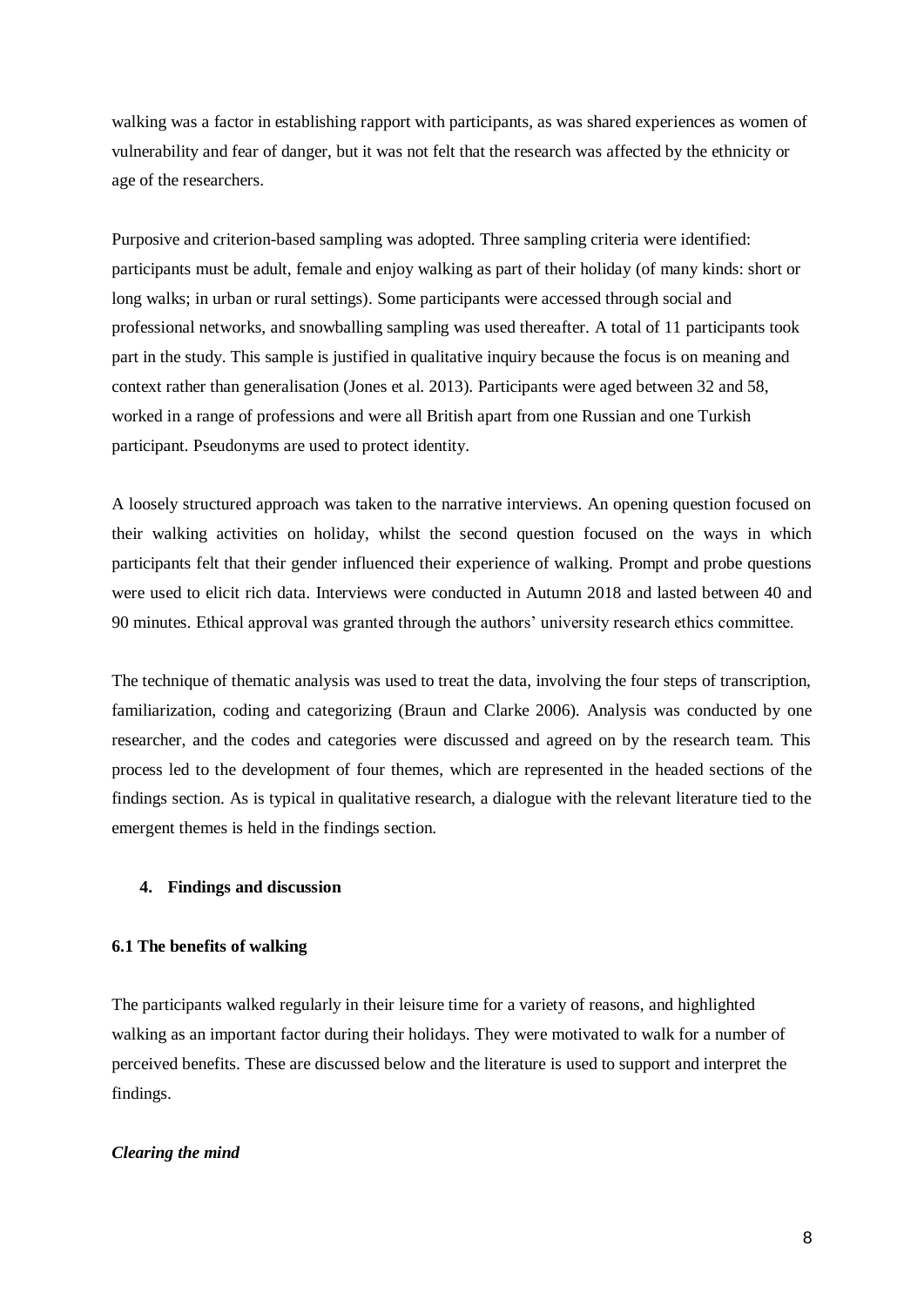walking was a factor in establishing rapport with participants, as was shared experiences as women of vulnerability and fear of danger, but it was not felt that the research was affected by the ethnicity or age of the researchers.

Purposive and criterion-based sampling was adopted. Three sampling criteria were identified: participants must be adult, female and enjoy walking as part of their holiday (of many kinds: short or long walks; in urban or rural settings). Some participants were accessed through social and professional networks, and snowballing sampling was used thereafter. A total of 11 participants took part in the study. This sample is justified in qualitative inquiry because the focus is on meaning and context rather than generalisation (Jones et al. 2013). Participants were aged between 32 and 58, worked in a range of professions and were all British apart from one Russian and one Turkish participant. Pseudonyms are used to protect identity.

A loosely structured approach was taken to the narrative interviews. An opening question focused on their walking activities on holiday, whilst the second question focused on the ways in which participants felt that their gender influenced their experience of walking. Prompt and probe questions were used to elicit rich data. Interviews were conducted in Autumn 2018 and lasted between 40 and 90 minutes. Ethical approval was granted through the authors' university research ethics committee.

The technique of thematic analysis was used to treat the data, involving the four steps of transcription, familiarization, coding and categorizing (Braun and Clarke 2006). Analysis was conducted by one researcher, and the codes and categories were discussed and agreed on by the research team. This process led to the development of four themes, which are represented in the headed sections of the findings section. As is typical in qualitative research, a dialogue with the relevant literature tied to the emergent themes is held in the findings section.

## 4. Findings and discussion

### 6.1 The benefits of walking

The participants walked regularly in their leisure time for a variety of reasons, and highlighted walking as an important factor during their holidays. They were motivated to walk for a number of perceived benefits. These are discussed below and the literature is used to support and interpret the findings.

#### *Clearing the mind*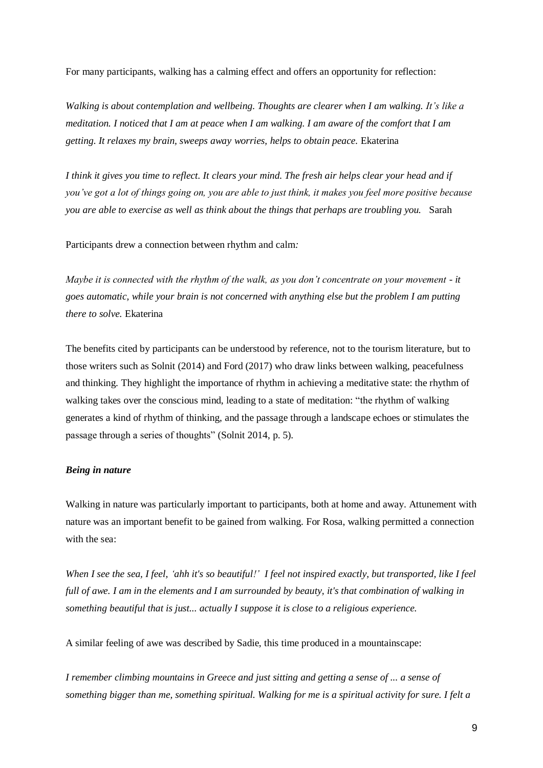For many participants, walking has a calming effect and offers an opportunity for reflection:

*Walking is about contemplation and wellbeing. Thoughts are clearer when I am walking. It's like a meditation. I noticed that I am at peace when I am walking. I am aware of the comfort that I am getting. It relaxes my brain, sweeps away worries, helps to obtain peace.* Ekaterina

*I think it gives you time to reflect. It clears your mind. The fresh air helps clear your head and if you've got a lot of things going on, you are able to just think, it makes you feel more positive because you are able to exercise as well as think about the things that perhaps are troubling you.* Sarah

Participants drew a connection between rhythm and calm*:*

*Maybe it is connected with the rhythm of the walk, as you don't concentrate on your movement - it goes automatic, while your brain is not concerned with anything else but the problem I am putting there to solve.* Ekaterina

The benefits cited by participants can be understood by reference, not to the tourism literature, but to those writers such as Solnit (2014) and Ford (2017) who draw links between walking, peacefulness and thinking. They highlight the importance of rhythm in achieving a meditative state: the rhythm of walking takes over the conscious mind, leading to a state of meditation: "the rhythm of walking generates a kind of rhythm of thinking, and the passage through a landscape echoes or stimulates the passage through a series of thoughts" (Solnit 2014, p. 5).

***Being in nature***

Walking in nature was particularly important to participants, both at home and away. Attunement with nature was an important benefit to be gained from walking. For Rosa, walking permitted a connection with the sea:

*When I see the sea, I feel, 'ahh it's so beautiful!' I feel not inspired exactly, but transported, like I feel full of awe. I am in the elements and I am surrounded by beauty, it's that combination of walking in something beautiful that is just... actually I suppose it is close to a religious experience.*

A similar feeling of awe was described by Sadie, this time produced in a mountainscape:

*I remember climbing mountains in Greece and just sitting and getting a sense of ... a sense of something bigger than me, something spiritual. Walking for me is a spiritual activity for sure. I felt a*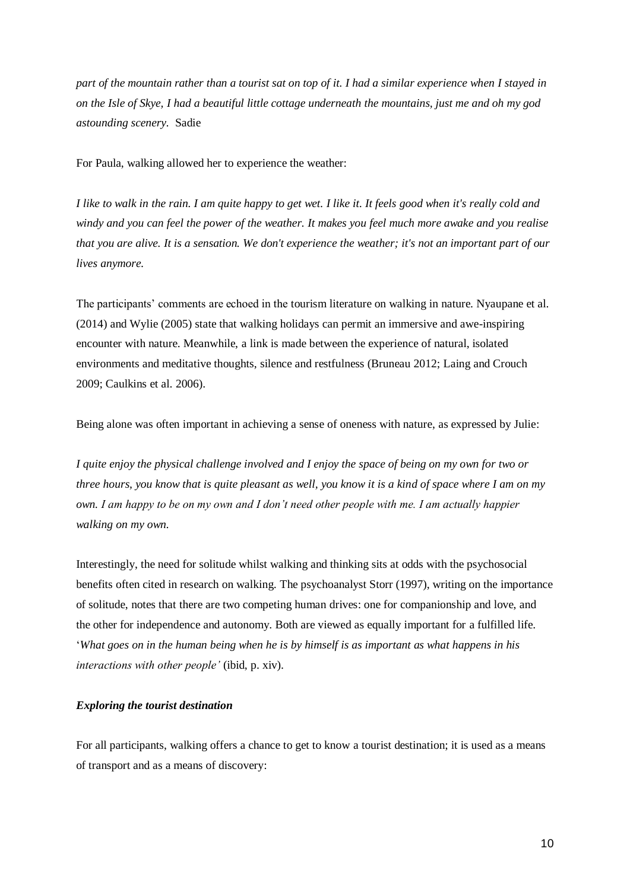*part of the mountain rather than a tourist sat on top of it. I had a similar experience when I stayed in on the Isle of Skye, I had a beautiful little cottage underneath the mountains, just me and oh my god astounding scenery*. Sadie

For Paula, walking allowed her to experience the weather:

*I like to walk in the rain. I am quite happy to get wet. I like it. It feels good when it's really cold and windy and you can feel the power of the weather. It makes you feel much more awake and you realise that you are alive. It is a sensation. We don't experience the weather; it's not an important part of our lives anymore.*

The participants' comments are echoed in the tourism literature on walking in nature. Nyaupane et al. (2014) and Wylie (2005) state that walking holidays can permit an immersive and awe-inspiring encounter with nature. Meanwhile, a link is made between the experience of natural, isolated environments and meditative thoughts, silence and restfulness (Bruneau 2012; Laing and Crouch 2009; Caulkins et al. 2006).

Being alone was often important in achieving a sense of oneness with nature, as expressed by Julie:

*I quite enjoy the physical challenge involved and I enjoy the space of being on my own for two or three hours, you know that is quite pleasant as well, you know it is a kind of space where I am on my own. I am happy to be on my own and I don't need other people with me. I am actually happier walking on my own.*

Interestingly, the need for solitude whilst walking and thinking sits at odds with the psychosocial benefits often cited in research on walking. The psychoanalyst Storr (1997), writing on the importance of solitude, notes that there are two competing human drives: one for companionship and love, and the other for independence and autonomy. Both are viewed as equally important for a fulfilled life. '*What goes on in the human being when he is by himself is as important as what happens in his interactions with other people'* (ibid, p. xiv).

***Exploring the tourist destination***

For all participants, walking offers a chance to get to know a tourist destination; it is used as a means of transport and as a means of discovery: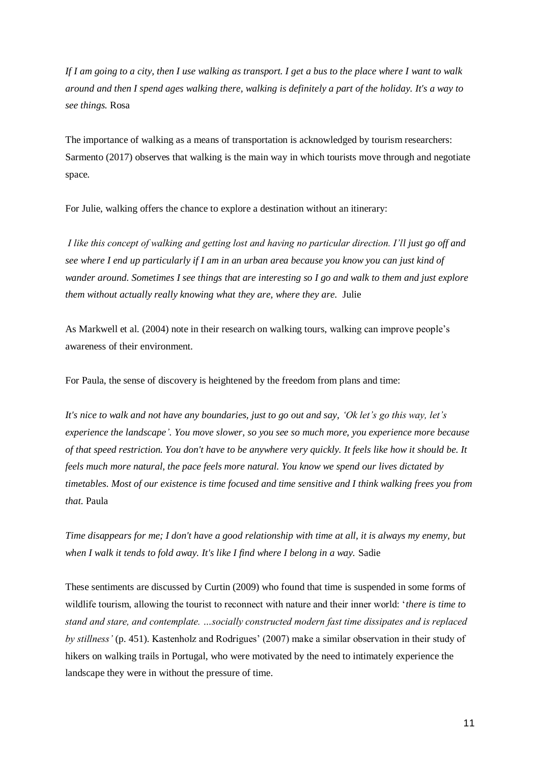*If I am going to a city, then I use walking as transport. I get a bus to the place where I want to walk around and then I spend ages walking there, walking is definitely a part of the holiday. It's a way to see things.* Rosa

The importance of walking as a means of transportation is acknowledged by tourism researchers: Sarmento (2017) observes that walking is the main way in which tourists move through and negotiate space.

For Julie, walking offers the chance to explore a destination without an itinerary:

*I like this concept of walking and getting lost and having no particular direction. I'll just go off and see where I end up particularly if I am in an urban area because you know you can just kind of wander around. Sometimes I see things that are interesting so I go and walk to them and just explore them without actually really knowing what they are, where they are.* Julie

As Markwell et al. (2004) note in their research on walking tours, walking can improve people's awareness of their environment.

For Paula, the sense of discovery is heightened by the freedom from plans and time:

*It's nice to walk and not have any boundaries, just to go out and say, 'Ok let's go this way, let's experience the landscape'. You move slower, so you see so much more, you experience more because of that speed restriction. You don't have to be anywhere very quickly. It feels like how it should be. It feels much more natural, the pace feels more natural. You know we spend our lives dictated by timetables. Most of our existence is time focused and time sensitive and I think walking frees you from that.* Paula

*Time disappears for me; I don't have a good relationship with time at all, it is always my enemy, but when I walk it tends to fold away. It's like I find where I belong in a way.* Sadie

These sentiments are discussed by Curtin (2009) who found that time is suspended in some forms of wildlife tourism, allowing the tourist to reconnect with nature and their inner world: '*there is time to stand and stare, and contemplate. …socially constructed modern fast time dissipates and is replaced by stillness'* (p. 451). Kastenholz and Rodrigues' (2007) make a similar observation in their study of hikers on walking trails in Portugal, who were motivated by the need to intimately experience the landscape they were in without the pressure of time.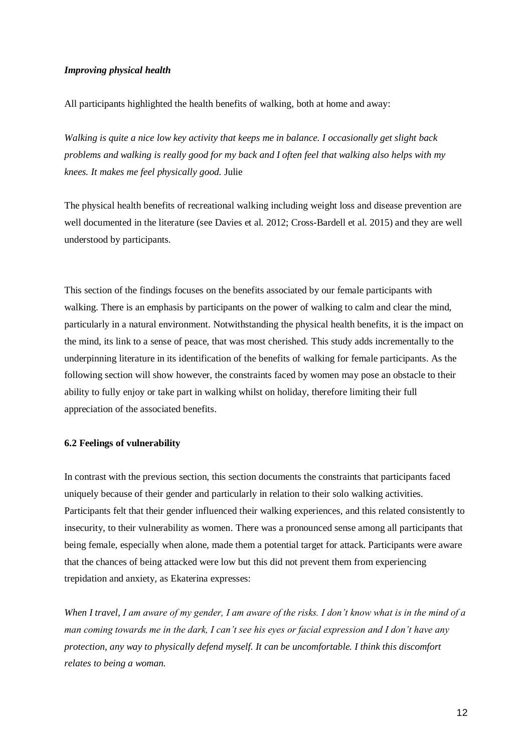***Improving physical health***

All participants highlighted the health benefits of walking, both at home and away:

*Walking is quite a nice low key activity that keeps me in balance. I occasionally get slight back problems and walking is really good for my back and I often feel that walking also helps with my knees. It makes me feel physically good.* Julie

The physical health benefits of recreational walking including weight loss and disease prevention are well documented in the literature (see Davies et al. 2012; Cross-Bardell et al. 2015) and they are well understood by participants.

This section of the findings focuses on the benefits associated by our female participants with walking. There is an emphasis by participants on the power of walking to calm and clear the mind, particularly in a natural environment. Notwithstanding the physical health benefits, it is the impact on the mind, its link to a sense of peace, that was most cherished. This study adds incrementally to the underpinning literature in its identification of the benefits of walking for female participants. As the following section will show however, the constraints faced by women may pose an obstacle to their ability to fully enjoy or take part in walking whilst on holiday, therefore limiting their full appreciation of the associated benefits.

**6.2 Feelings of vulnerability**

In contrast with the previous section, this section documents the constraints that participants faced uniquely because of their gender and particularly in relation to their solo walking activities. Participants felt that their gender influenced their walking experiences, and this related consistently to insecurity, to their vulnerability as women. There was a pronounced sense among all participants that being female, especially when alone, made them a potential target for attack. Participants were aware that the chances of being attacked were low but this did not prevent them from experiencing trepidation and anxiety, as Ekaterina expresses:

*When I travel, I am aware of my gender, I am aware of the risks. I don't know what is in the mind of a man coming towards me in the dark, I can't see his eyes or facial expression and I don't have any protection, any way to physically defend myself. It can be uncomfortable. I think this discomfort relates to being a woman.*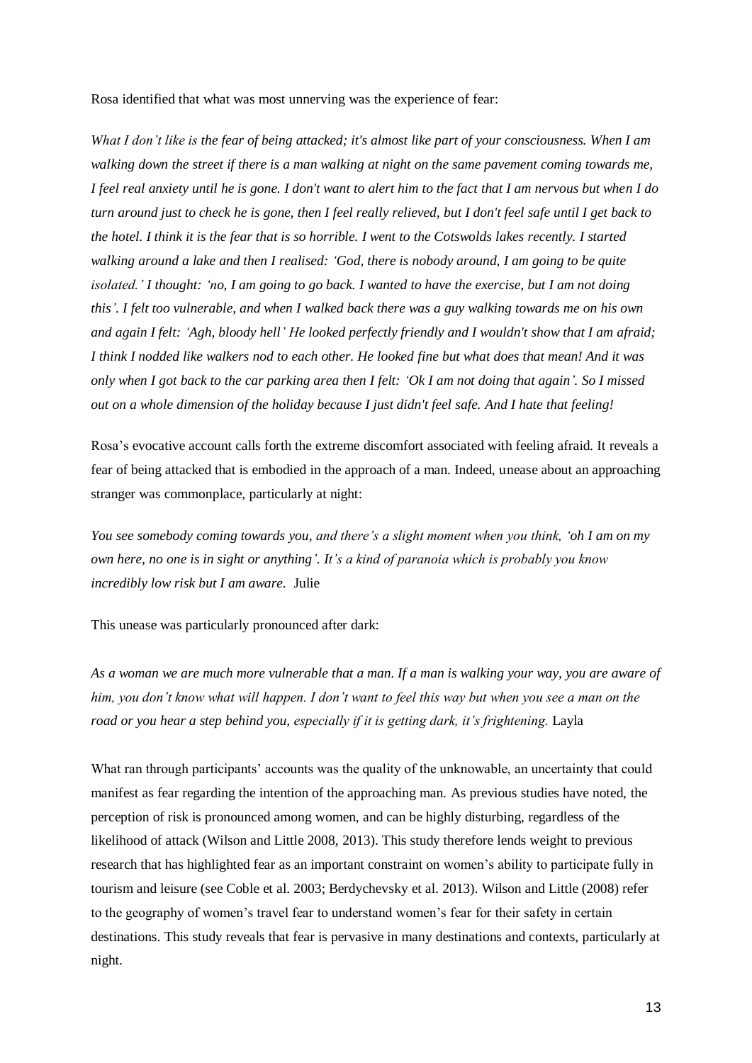Rosa identified that what was most unnerving was the experience of fear:

*What I don't like is the fear of being attacked; it's almost like part of your consciousness. When I am walking down the street if there is a man walking at night on the same pavement coming towards me, I feel real anxiety until he is gone. I don't want to alert him to the fact that I am nervous but when I do turn around just to check he is gone, then I feel really relieved, but I don't feel safe until I get back to the hotel. I think it is the fear that is so horrible. I went to the Cotswolds lakes recently. I started walking around a lake and then I realised: 'God, there is nobody around, I am going to be quite isolated.' I thought: 'no, I am going to go back. I wanted to have the exercise, but I am not doing this'. I felt too vulnerable, and when I walked back there was a guy walking towards me on his own and again I felt: 'Agh, bloody hell' He looked perfectly friendly and I wouldn't show that I am afraid; I think I nodded like walkers nod to each other. He looked fine but what does that mean! And it was only when I got back to the car parking area then I felt: 'Ok I am not doing that again'. So I missed out on a whole dimension of the holiday because I just didn't feel safe. And I hate that feeling!*

Rosa's evocative account calls forth the extreme discomfort associated with feeling afraid. It reveals a fear of being attacked that is embodied in the approach of a man. Indeed, unease about an approaching stranger was commonplace, particularly at night:

*You see somebody coming towards you, and there's a slight moment when you think, 'oh I am on my own here, no one is in sight or anything'. It's a kind of paranoia which is probably you know incredibly low risk but I am aware.* Julie

This unease was particularly pronounced after dark:

*As a woman we are much more vulnerable that a man. If a man is walking your way, you are aware of him, you don't know what will happen. I don't want to feel this way but when you see a man on the road or you hear a step behind you, especially if it is getting dark, it's frightening.* Layla

What ran through participants' accounts was the quality of the unknowable, an uncertainty that could manifest as fear regarding the intention of the approaching man. As previous studies have noted, the perception of risk is pronounced among women, and can be highly disturbing, regardless of the likelihood of attack (Wilson and Little 2008, 2013). This study therefore lends weight to previous research that has highlighted fear as an important constraint on women's ability to participate fully in tourism and leisure (see Coble et al. 2003; Berdychevsky et al. 2013). Wilson and Little (2008) refer to the geography of women's travel fear to understand women's fear for their safety in certain destinations. This study reveals that fear is pervasive in many destinations and contexts, particularly at night.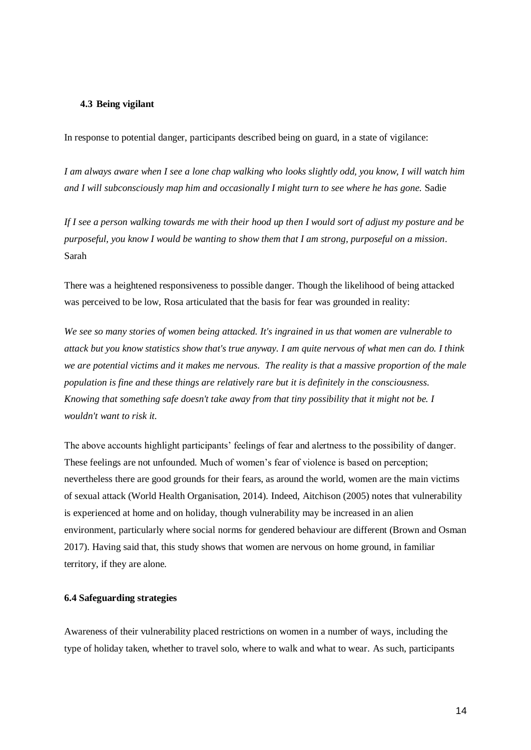### 4.3 Being vigilant

In response to potential danger, participants described being on guard, in a state of vigilance:

*I am always aware when I see a lone chap walking who looks slightly odd, you know, I will watch him and I will subconsciously map him and occasionally I might turn to see where he has gone.* Sadie

*If I see a person walking towards me with their hood up then I would sort of adjust my posture and be purposeful, you know I would be wanting to show them that I am strong, purposeful on a mission*. Sarah

There was a heightened responsiveness to possible danger. Though the likelihood of being attacked was perceived to be low, Rosa articulated that the basis for fear was grounded in reality:

*We see so many stories of women being attacked. It's ingrained in us that women are vulnerable to attack but you know statistics show that's true anyway. I am quite nervous of what men can do. I think we are potential victims and it makes me nervous. The reality is that a massive proportion of the male population is fine and these things are relatively rare but it is definitely in the consciousness. Knowing that something safe doesn't take away from that tiny possibility that it might not be. I wouldn't want to risk it.*

The above accounts highlight participants' feelings of fear and alertness to the possibility of danger. These feelings are not unfounded. Much of women's fear of violence is based on perception; nevertheless there are good grounds for their fears, as around the world, women are the main victims of sexual attack (World Health Organisation, 2014). Indeed, Aitchison (2005) notes that vulnerability is experienced at home and on holiday, though vulnerability may be increased in an alien environment, particularly where social norms for gendered behaviour are different (Brown and Osman 2017). Having said that, this study shows that women are nervous on home ground, in familiar territory, if they are alone.

### 6.4 Safeguarding strategies

Awareness of their vulnerability placed restrictions on women in a number of ways, including the type of holiday taken, whether to travel solo, where to walk and what to wear. As such, participants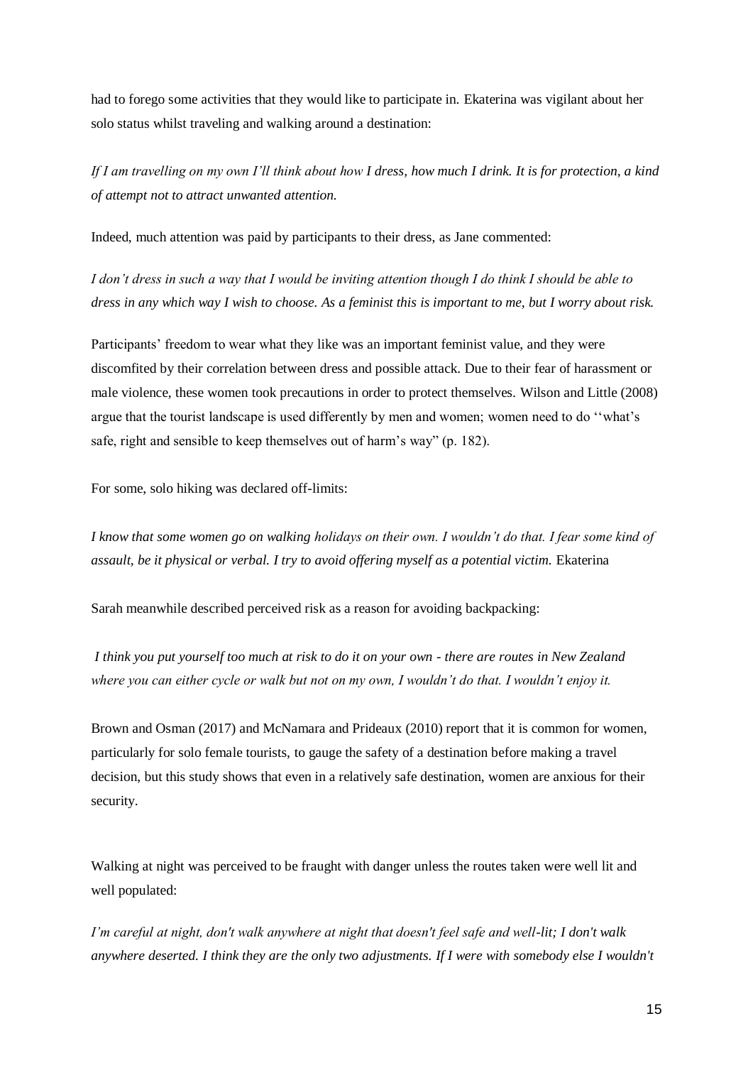had to forego some activities that they would like to participate in. Ekaterina was vigilant about her solo status whilst traveling and walking around a destination:

*If I am travelling on my own I'll think about how I dress, how much I drink. It is for protection, a kind of attempt not to attract unwanted attention.*

Indeed, much attention was paid by participants to their dress, as Jane commented:

*I don't dress in such a way that I would be inviting attention though I do think I should be able to dress in any which way I wish to choose. As a feminist this is important to me, but I worry about risk.*

Participants' freedom to wear what they like was an important feminist value, and they were discomfited by their correlation between dress and possible attack. Due to their fear of harassment or male violence, these women took precautions in order to protect themselves. Wilson and Little (2008) argue that the tourist landscape is used differently by men and women; women need to do ''what's safe, right and sensible to keep themselves out of harm's way" (p. 182).

For some, solo hiking was declared off-limits:

*I know that some women go on walking holidays on their own. I wouldn't do that. I fear some kind of assault, be it physical or verbal. I try to avoid offering myself as a potential victim.* Ekaterina

Sarah meanwhile described perceived risk as a reason for avoiding backpacking:

*I think you put yourself too much at risk to do it on your own - there are routes in New Zealand where you can either cycle or walk but not on my own, I wouldn't do that. I wouldn't enjoy it.*

Brown and Osman (2017) and McNamara and Prideaux (2010) report that it is common for women, particularly for solo female tourists, to gauge the safety of a destination before making a travel decision, but this study shows that even in a relatively safe destination, women are anxious for their security.

Walking at night was perceived to be fraught with danger unless the routes taken were well lit and well populated:

*I'm careful at night, don't walk anywhere at night that doesn't feel safe and well-lit; I don't walk anywhere deserted. I think they are the only two adjustments. If I were with somebody else I wouldn't*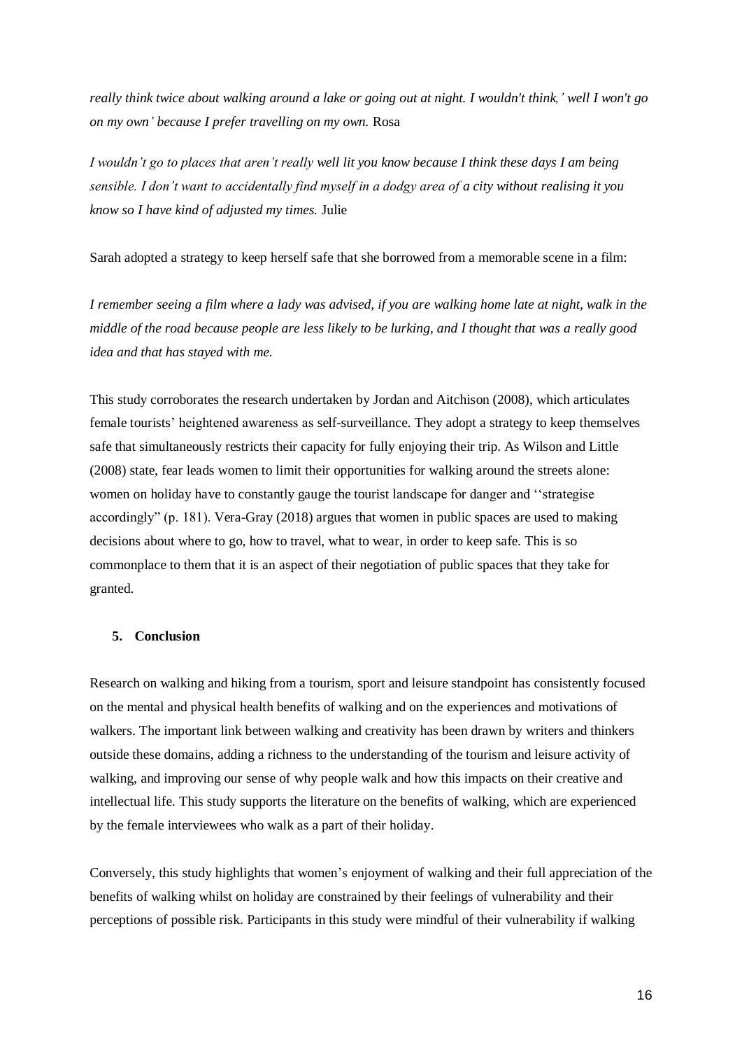*really think twice about walking around a lake or going out at night. I wouldn't think,' well I won't go on my own' because I prefer travelling on my own.* Rosa

*I wouldn't go to places that aren't really well lit you know because I think these days I am being sensible. I don't want to accidentally find myself in a dodgy area of a city without realising it you know so I have kind of adjusted my times.* Julie

Sarah adopted a strategy to keep herself safe that she borrowed from a memorable scene in a film:

*I remember seeing a film where a lady was advised, if you are walking home late at night, walk in the middle of the road because people are less likely to be lurking, and I thought that was a really good idea and that has stayed with me.*

This study corroborates the research undertaken by Jordan and Aitchison (2008), which articulates female tourists' heightened awareness as self-surveillance. They adopt a strategy to keep themselves safe that simultaneously restricts their capacity for fully enjoying their trip. As Wilson and Little (2008) state, fear leads women to limit their opportunities for walking around the streets alone: women on holiday have to constantly gauge the tourist landscape for danger and ''strategise accordingly" (p. 181). Vera-Gray (2018) argues that women in public spaces are used to making decisions about where to go, how to travel, what to wear, in order to keep safe. This is so commonplace to them that it is an aspect of their negotiation of public spaces that they take for granted.

## 5. Conclusion

Research on walking and hiking from a tourism, sport and leisure standpoint has consistently focused on the mental and physical health benefits of walking and on the experiences and motivations of walkers. The important link between walking and creativity has been drawn by writers and thinkers outside these domains, adding a richness to the understanding of the tourism and leisure activity of walking, and improving our sense of why people walk and how this impacts on their creative and intellectual life. This study supports the literature on the benefits of walking, which are experienced by the female interviewees who walk as a part of their holiday.

Conversely, this study highlights that women's enjoyment of walking and their full appreciation of the benefits of walking whilst on holiday are constrained by their feelings of vulnerability and their perceptions of possible risk. Participants in this study were mindful of their vulnerability if walking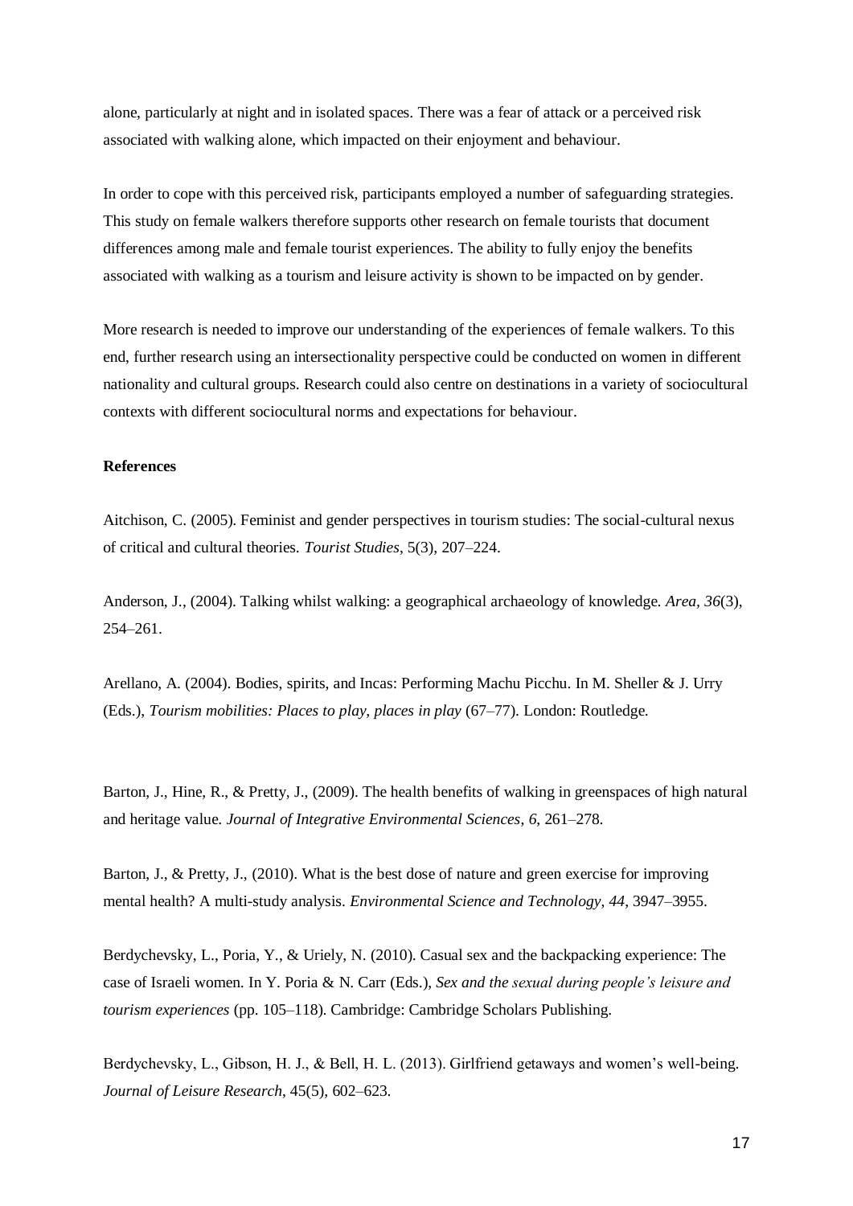alone, particularly at night and in isolated spaces. There was a fear of attack or a perceived risk associated with walking alone, which impacted on their enjoyment and behaviour.

In order to cope with this perceived risk, participants employed a number of safeguarding strategies. This study on female walkers therefore supports other research on female tourists that document differences among male and female tourist experiences. The ability to fully enjoy the benefits associated with walking as a tourism and leisure activity is shown to be impacted on by gender.

More research is needed to improve our understanding of the experiences of female walkers. To this end, further research using an intersectionality perspective could be conducted on women in different nationality and cultural groups. Research could also centre on destinations in a variety of sociocultural contexts with different sociocultural norms and expectations for behaviour.

**References**

Aitchison, C. (2005). Feminist and gender perspectives in tourism studies: The social-cultural nexus of critical and cultural theories. *Tourist Studies*, 5(3), 207–224.

Anderson, J., (2004). Talking whilst walking: a geographical archaeology of knowledge. *Area*, *36*(3), 254–261.

Arellano, A. (2004). Bodies, spirits, and Incas: Performing Machu Picchu. In M. Sheller & J. Urry (Eds.), *Tourism mobilities: Places to play, places in play* (67–77). London: Routledge.

Barton, J., Hine, R., & Pretty, J., (2009). The health benefits of walking in greenspaces of high natural and heritage value. *Journal of Integrative Environmental Sciences*, *6*, 261–278.

Barton, J., & Pretty, J., (2010). What is the best dose of nature and green exercise for improving mental health? A multi-study analysis. *Environmental Science and Technology*, *44*, 3947–3955.

Berdychevsky, L., Poria, Y., & Uriely, N. (2010). Casual sex and the backpacking experience: The case of Israeli women. In Y. Poria & N. Carr (Eds.), *Sex and the sexual during people's leisure and tourism experiences* (pp. 105–118). Cambridge: Cambridge Scholars Publishing.

Berdychevsky, L., Gibson, H. J., & Bell, H. L. (2013). Girlfriend getaways and women's well-being. *Journal of Leisure Research*, 45(5), 602–623.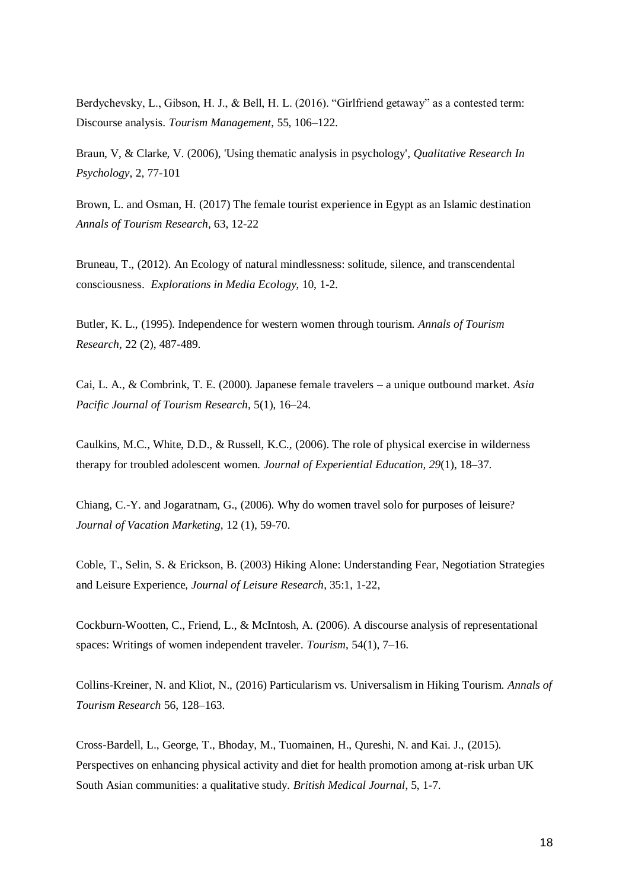Berdychevsky, L., Gibson, H. J., & Bell, H. L. (2016). “Girlfriend getaway” as a contested term: Discourse analysis. *Tourism Management*, 55, 106–122.

Braun, V, & Clarke, V. (2006), 'Using thematic analysis in psychology', *Qualitative Research In Psychology*, 2, 77-101

Brown, L. and Osman, H. (2017) The female tourist experience in Egypt as an Islamic destination *Annals of Tourism Research*, 63, 12-22

Bruneau, T., (2012). An Ecology of natural mindlessness: solitude, silence, and transcendental consciousness. *Explorations in Media Ecology*, 10, 1-2.

Butler, K. L., (1995). Independence for western women through tourism. *Annals of Tourism Research*, 22 (2), 487-489.

Cai, L. A., & Combrink, T. E. (2000). Japanese female travelers – a unique outbound market. *Asia Pacific Journal of Tourism Research*, 5(1), 16–24.

Caulkins, M.C., White, D.D., & Russell, K.C., (2006). The role of physical exercise in wilderness therapy for troubled adolescent women. *Journal of Experiential Education, 29*(1), 18–37.

Chiang, C.-Y. and Jogaratnam, G., (2006). Why do women travel solo for purposes of leisure? *Journal of Vacation Marketing*, 12 (1), 59-70.

Coble, T., Selin, S. & Erickson, B. (2003) Hiking Alone: Understanding Fear, Negotiation Strategies and Leisure Experience, *Journal of Leisure Research*, 35:1, 1-22,

Cockburn-Wootten, C., Friend, L., & McIntosh, A. (2006). A discourse analysis of representational spaces: Writings of women independent traveler. *Tourism*, 54(1), 7–16.

Collins-Kreiner, N. and Kliot, N., (2016) Particularism vs. Universalism in Hiking Tourism. *Annals of Tourism Research* 56, 128–163.

Cross-Bardell, L., George, T., Bhoday, M., Tuomainen, H., Qureshi, N. and Kai. J., (2015). Perspectives on enhancing physical activity and diet for health promotion among at-risk urban UK South Asian communities: a qualitative study. *British Medical Journal*, 5, 1-7.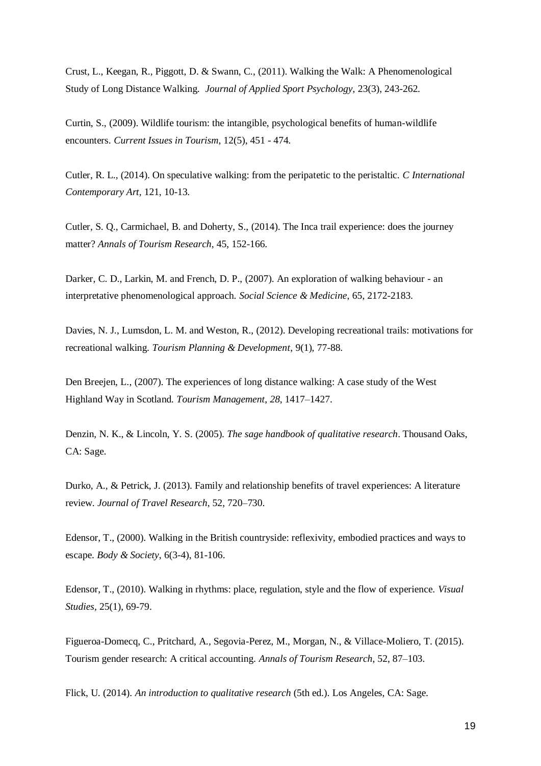Crust, L., Keegan, R., Piggott, D. & Swann, C., (2011). Walking the Walk: A Phenomenological Study of Long Distance Walking. *Journal of Applied Sport Psychology*, 23(3), 243-262.

Curtin, S., (2009). Wildlife tourism: the intangible, psychological benefits of human-wildlife encounters. *Current Issues in Tourism*, 12(5), 451 - 474.

Cutler, R. L., (2014). On speculative walking: from the peripatetic to the peristaltic. *C International Contemporary Art*, 121, 10-13.

Cutler, S. Q., Carmichael, B. and Doherty, S., (2014). The Inca trail experience: does the journey matter? *Annals of Tourism Research*, 45, 152-166.

Darker, C. D., Larkin, M. and French, D. P., (2007). An exploration of walking behaviour - an interpretative phenomenological approach. *Social Science & Medicine*, 65, 2172-2183.

Davies, N. J., Lumsdon, L. M. and Weston, R., (2012). Developing recreational trails: motivations for recreational walking. *Tourism Planning & Development*, 9(1), 77-88.

Den Breejen, L., (2007). The experiences of long distance walking: A case study of the West Highland Way in Scotland. *Tourism Management*, *28*, 1417–1427.

Denzin, N. K., & Lincoln, Y. S. (2005). *The sage handbook of qualitative research*. Thousand Oaks, CA: Sage.

Durko, A., & Petrick, J. (2013). Family and relationship benefits of travel experiences: A literature review. *Journal of Travel Research*, 52, 720–730.

Edensor, T., (2000). Walking in the British countryside: reflexivity, embodied practices and ways to escape. *Body & Society*, 6(3-4), 81-106.

Edensor, T., (2010). Walking in rhythms: place, regulation, style and the flow of experience. *Visual Studies*, 25(1), 69-79.

Figueroa-Domecq, C., Pritchard, A., Segovia-Perez, M., Morgan, N., & Villace-Moliero, T. (2015). Tourism gender research: A critical accounting. *Annals of Tourism Research*, 52, 87–103.

Flick, U. (2014). *An introduction to qualitative research* (5th ed.). Los Angeles, CA: Sage.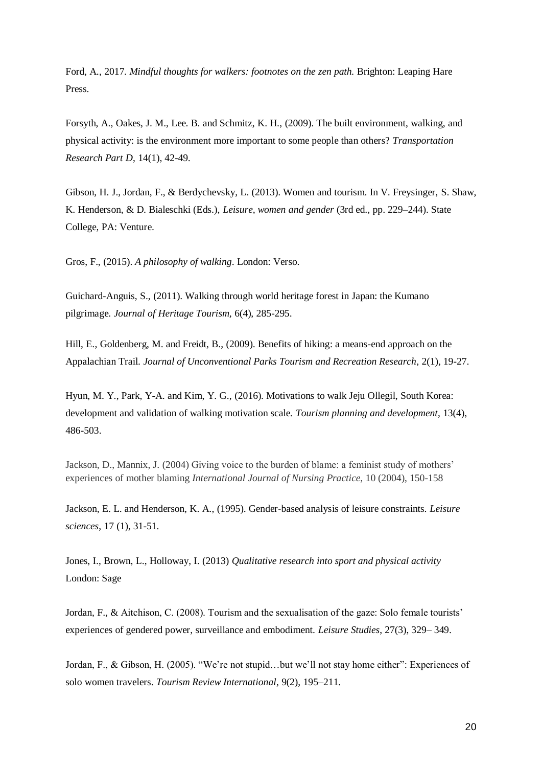Ford, A., 2017. *Mindful thoughts for walkers: footnotes on the zen path.* Brighton: Leaping Hare Press.

Forsyth, A., Oakes, J. M., Lee. B. and Schmitz, K. H., (2009). The built environment, walking, and physical activity: is the environment more important to some people than others? *Transportation Research Part D*, 14(1), 42-49.

Gibson, H. J., Jordan, F., & Berdychevsky, L. (2013). Women and tourism. In V. Freysinger, S. Shaw, K. Henderson, & D. Bialeschki (Eds.), *Leisure, women and gender* (3rd ed., pp. 229–244). State College, PA: Venture.

Gros, F., (2015). *A philosophy of walking*. London: Verso.

Guichard-Anguis, S., (2011). Walking through world heritage forest in Japan: the Kumano pilgrimage. *Journal of Heritage Tourism,* 6(4), 285-295.

Hill, E., Goldenberg, M. and Freidt, B., (2009). Benefits of hiking: a means-end approach on the Appalachian Trail. *Journal of Unconventional Parks Tourism and Recreation Research*, 2(1), 19-27.

Hyun, M. Y., Park, Y-A. and Kim, Y. G., (2016). Motivations to walk Jeju Ollegil, South Korea: development and validation of walking motivation scale. *Tourism planning and development*, 13(4), 486-503.

Jackson, D., Mannix, J. (2004) Giving voice to the burden of blame: a feminist study of mothers' experiences of mother blaming *International Journal of Nursing Practice*, 10 (2004), 150-158

Jackson, E. L. and Henderson, K. A., (1995). Gender-based analysis of leisure constraints. *Leisure sciences*, 17 (1), 31-51.

Jones, I., Brown, L., Holloway, I. (2013) *Qualitative research into sport and physical activity* London: Sage

Jordan, F., & Aitchison, C. (2008). Tourism and the sexualisation of the gaze: Solo female tourists' experiences of gendered power, surveillance and embodiment. *Leisure Studies*, 27(3), 329– 349.

Jordan, F., & Gibson, H. (2005). "We're not stupid…but we'll not stay home either": Experiences of solo women travelers. *Tourism Review International*, 9(2), 195–211.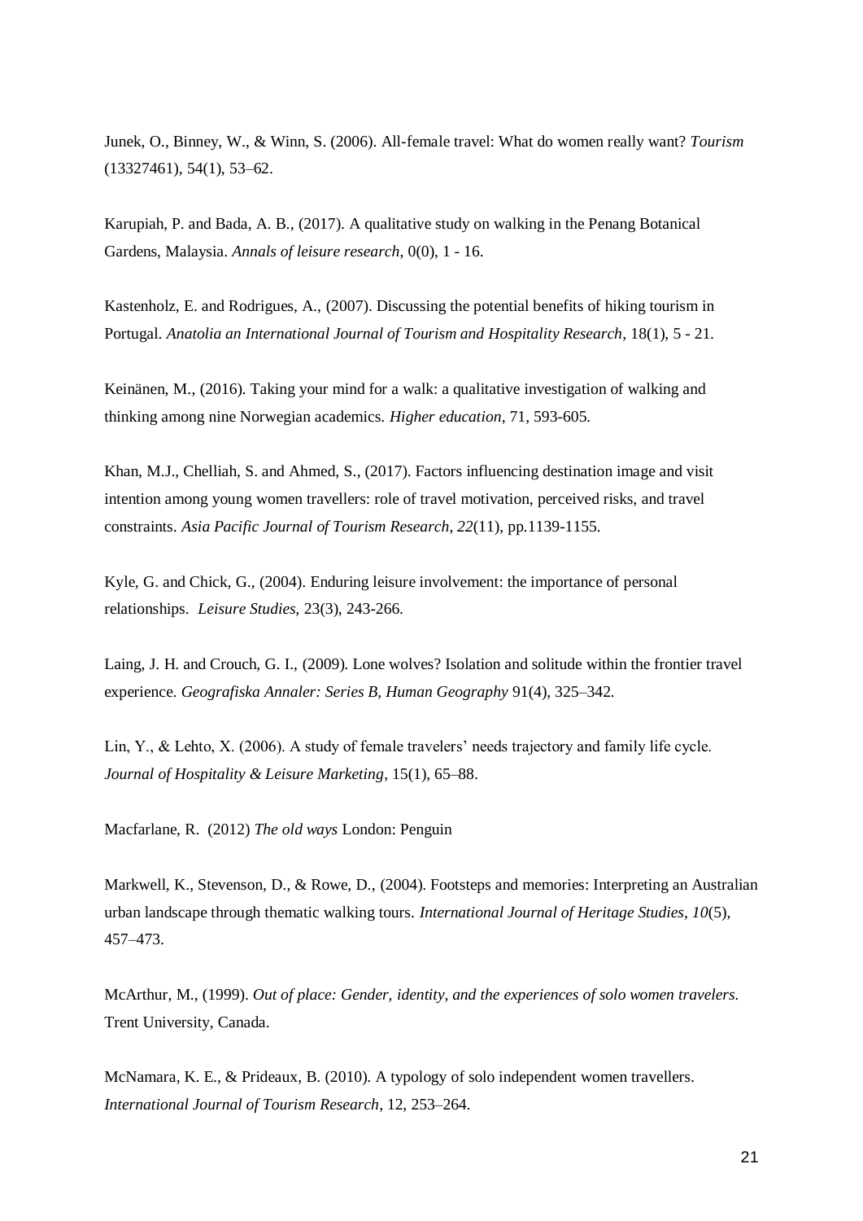Junek, O., Binney, W., & Winn, S. (2006). All-female travel: What do women really want? *Tourism* (13327461), 54(1), 53–62.

Karupiah, P. and Bada, A. B., (2017). A qualitative study on walking in the Penang Botanical Gardens, Malaysia. *Annals of leisure research*, 0(0), 1 - 16.

Kastenholz, E. and Rodrigues, A., (2007). Discussing the potential benefits of hiking tourism in Portugal. *Anatolia an International Journal of Tourism and Hospitality Research*, 18(1), 5 - 21.

Keinänen, M., (2016). Taking your mind for a walk: a qualitative investigation of walking and thinking among nine Norwegian academics. *Higher education*, 71, 593-605.

Khan, M.J., Chelliah, S. and Ahmed, S., (2017). Factors influencing destination image and visit intention among young women travellers: role of travel motivation, perceived risks, and travel constraints. *Asia Pacific Journal of Tourism Research*, *22*(11), pp.1139-1155.

Kyle, G. and Chick, G., (2004). Enduring leisure involvement: the importance of personal relationships. *Leisure Studies,* 23(3), 243-266.

Laing, J. H. and Crouch, G. I., (2009). Lone wolves? Isolation and solitude within the frontier travel experience. *Geografiska Annaler: Series B, Human Geography* 91(4), 325–342.

Lin, Y., & Lehto, X. (2006). A study of female travelers' needs trajectory and family life cycle. *Journal of Hospitality & Leisure Marketing*, 15(1), 65–88.

Macfarlane, R. (2012) *The old ways* London: Penguin

Markwell, K., Stevenson, D., & Rowe, D., (2004). Footsteps and memories: Interpreting an Australian urban landscape through thematic walking tours. *International Journal of Heritage Studies*, *10*(5), 457–473.

McArthur, M., (1999). *Out of place: Gender, identity, and the experiences of solo women travelers.* Trent University, Canada.

McNamara, K. E., & Prideaux, B. (2010). A typology of solo independent women travellers. *International Journal of Tourism Research*, 12, 253–264.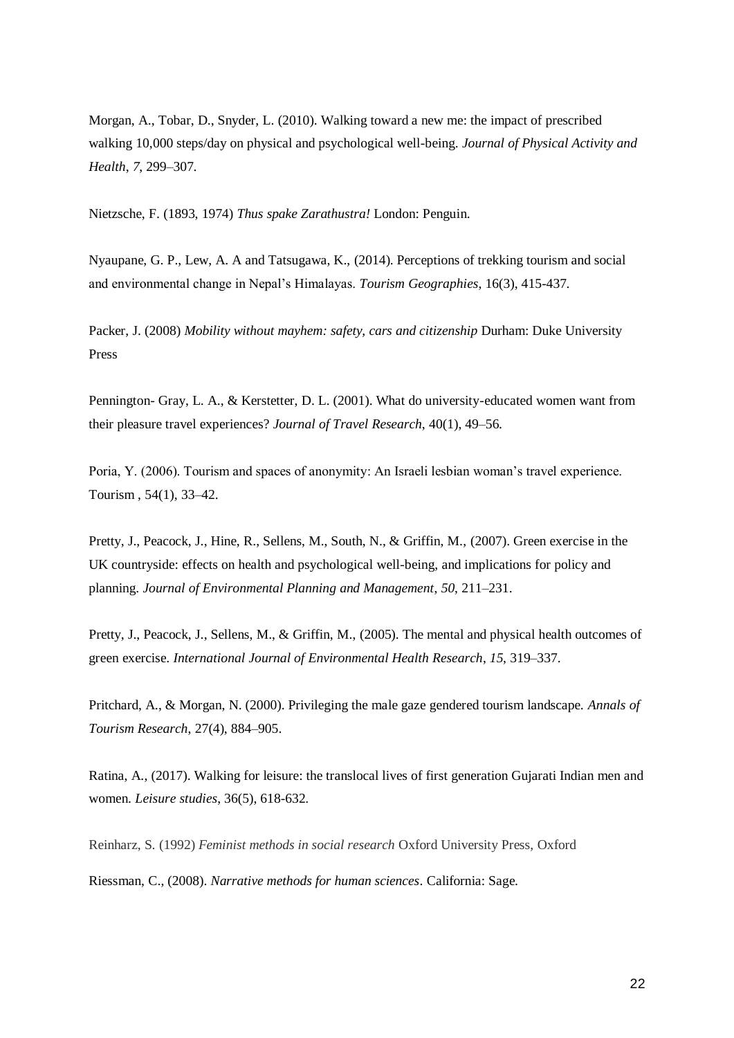Morgan, A., Tobar, D., Snyder, L. (2010). Walking toward a new me: the impact of prescribed walking 10,000 steps/day on physical and psychological well-being. *Journal of Physical Activity and Health*, *7*, 299–307.

Nietzsche, F. (1893, 1974) *Thus spake Zarathustra!* London: Penguin.

Nyaupane, G. P., Lew, A. A and Tatsugawa, K., (2014). Perceptions of trekking tourism and social and environmental change in Nepal's Himalayas. *Tourism Geographies*, 16(3), 415-437.

Packer, J. (2008) *Mobility without mayhem: safety, cars and citizenship* Durham: Duke University Press

Pennington- Gray, L. A., & Kerstetter, D. L. (2001). What do university-educated women want from their pleasure travel experiences? *Journal of Travel Research*, 40(1), 49–56.

Poria, Y. (2006). Tourism and spaces of anonymity: An Israeli lesbian woman's travel experience. Tourism , 54(1), 33–42.

Pretty, J., Peacock, J., Hine, R., Sellens, M., South, N., & Griffin, M., (2007). Green exercise in the UK countryside: effects on health and psychological well-being, and implications for policy and planning. *Journal of Environmental Planning and Management*, *50*, 211–231.

Pretty, J., Peacock, J., Sellens, M., & Griffin, M., (2005). The mental and physical health outcomes of green exercise. *International Journal of Environmental Health Research*, *15*, 319–337.

Pritchard, A., & Morgan, N. (2000). Privileging the male gaze gendered tourism landscape. *Annals of Tourism Research*, 27(4), 884–905.

Ratina, A., (2017). Walking for leisure: the translocal lives of first generation Gujarati Indian men and women. *Leisure studies*, 36(5), 618-632.

Reinharz, S. (1992) *Feminist methods in social research* Oxford University Press, Oxford

Riessman, C., (2008). *Narrative methods for human sciences*. California: Sage.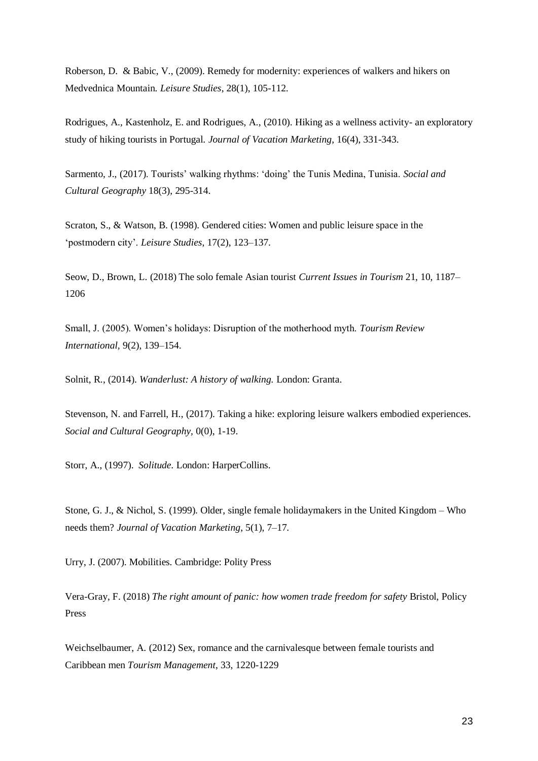Roberson, D. & Babic, V., (2009). Remedy for modernity: experiences of walkers and hikers on Medvednica Mountain. *Leisure Studies*, 28(1), 105-112.

Rodrigues, A., Kastenholz, E. and Rodrigues, A., (2010). Hiking as a wellness activity- an exploratory study of hiking tourists in Portugal. *Journal of Vacation Marketing*, 16(4), 331-343.

Sarmento, J., (2017). Tourists' walking rhythms: 'doing' the Tunis Medina, Tunisia. *Social and Cultural Geography* 18(3), 295-314.

Scraton, S., & Watson, B. (1998). Gendered cities: Women and public leisure space in the 'postmodern city'. *Leisure Studies*, 17(2), 123–137.

Seow, D., Brown, L. (2018) The solo female Asian tourist *Current Issues in Tourism* 21, 10, 1187–1206

Small, J. (2005). Women's holidays: Disruption of the motherhood myth. *Tourism Review International*, 9(2), 139–154.

Solnit, R., (2014). *Wanderlust: A history of walking.* London: Granta.

Stevenson, N. and Farrell, H., (2017). Taking a hike: exploring leisure walkers embodied experiences. *Social and Cultural Geography,* 0(0), 1-19.

Storr, A., (1997). *Solitude.* London: HarperCollins.

Stone, G. J., & Nichol, S. (1999). Older, single female holidaymakers in the United Kingdom – Who needs them? *Journal of Vacation Marketing*, 5(1), 7–17.

Urry, J. (2007). Mobilities. Cambridge: Polity Press

Vera-Gray, F. (2018) *The right amount of panic: how women trade freedom for safety* Bristol, Policy Press

Weichselbaumer, A. (2012) Sex, romance and the carnivalesque between female tourists and Caribbean men *Tourism Management*, 33, 1220-1229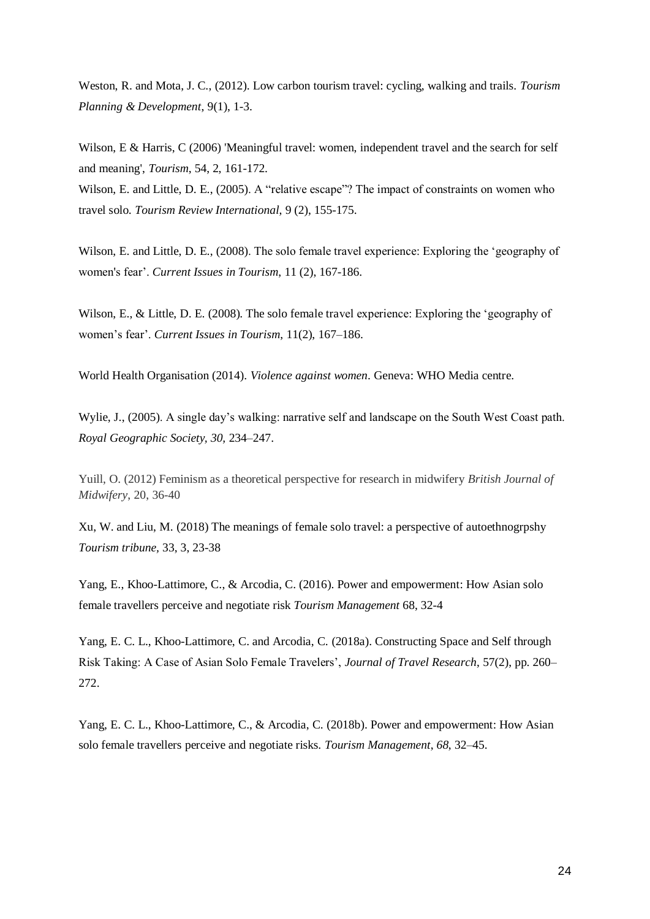Weston, R. and Mota, J. C., (2012). Low carbon tourism travel: cycling, walking and trails. *Tourism Planning & Development*, 9(1), 1-3.

Wilson, E & Harris, C (2006) 'Meaningful travel: women, independent travel and the search for self and meaning', *Tourism*, 54, 2, 161-172.
Wilson, E. and Little, D. E., (2005). A "relative escape"? The impact of constraints on women who travel solo. *Tourism Review International*, 9 (2), 155-175.

Wilson, E. and Little, D. E., (2008). The solo female travel experience: Exploring the 'geography of women's fear'. *Current Issues in Tourism*, 11 (2), 167-186.

Wilson, E., & Little, D. E. (2008). The solo female travel experience: Exploring the 'geography of women's fear'. *Current Issues in Tourism*, 11(2), 167–186.

World Health Organisation (2014). *Violence against women*. Geneva: WHO Media centre.

Wylie, J., (2005). A single day's walking: narrative self and landscape on the South West Coast path. *Royal Geographic Society, 30,* 234–247.

Yuill, O. (2012) Feminism as a theoretical perspective for research in midwifery *British Journal of Midwifery*, 20, 36-40

Xu, W. and Liu, M. (2018) The meanings of female solo travel: a perspective of autoethnogrpshy *Tourism tribune,* 33, 3, 23-38

Yang, E., Khoo-Lattimore, C., & Arcodia, C. (2016). Power and empowerment: How Asian solo female travellers perceive and negotiate risk *Tourism Management* 68, 32-4

Yang, E. C. L., Khoo-Lattimore, C. and Arcodia, C. (2018a). Constructing Space and Self through Risk Taking: A Case of Asian Solo Female Travelers', *Journal of Travel Research*, 57(2), pp. 260–272.

Yang, E. C. L., Khoo-Lattimore, C., & Arcodia, C. (2018b). Power and empowerment: How Asian solo female travellers perceive and negotiate risks. *Tourism Management*, *68*, 32–45.